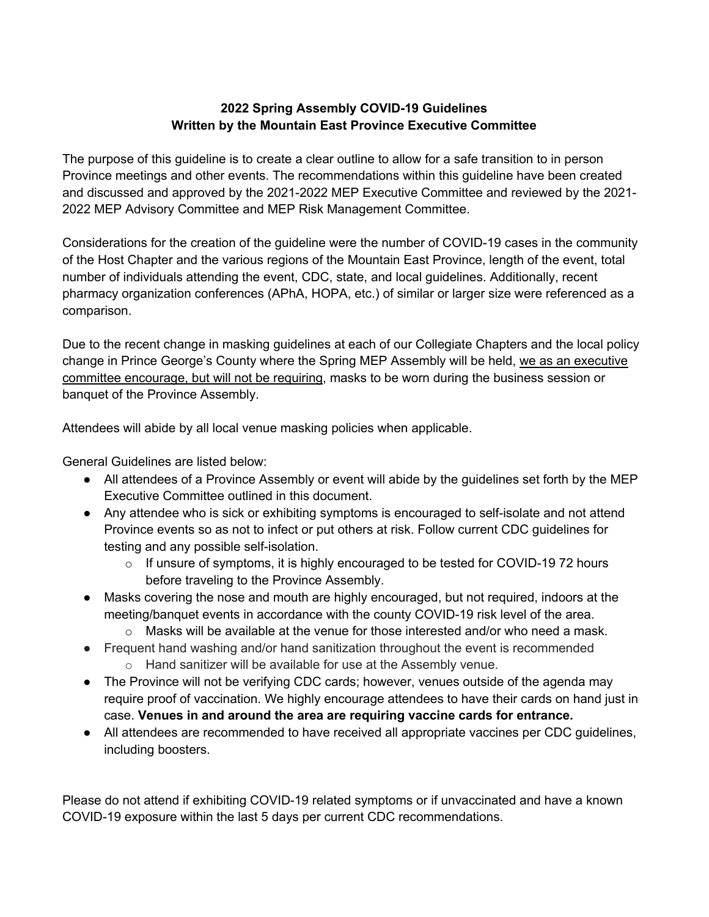**2022 Spring Assembly COVID-19 Guidelines**
**Written by the Mountain East Province Executive Committee**

The purpose of this guideline is to create a clear outline to allow for a safe transition to in person Province meetings and other events. The recommendations within this guideline have been created and discussed and approved by the 2021-2022 MEP Executive Committee and reviewed by the 2021-2022 MEP Advisory Committee and MEP Risk Management Committee.

Considerations for the creation of the guideline were the number of COVID-19 cases in the community of the Host Chapter and the various regions of the Mountain East Province, length of the event, total number of individuals attending the event, CDC, state, and local guidelines. Additionally, recent pharmacy organization conferences (APhA, HOPA, etc.) of similar or larger size were referenced as a comparison.

Due to the recent change in masking guidelines at each of our Collegiate Chapters and the local policy change in Prince George's County where the Spring MEP Assembly will be held, <u>we as an executive committee encourage, but will not be requiring</u>, masks to be worn during the business session or banquet of the Province Assembly.

Attendees will abide by all local venue masking policies when applicable.

General Guidelines are listed below:

- All attendees of a Province Assembly or event will abide by the guidelines set forth by the MEP Executive Committee outlined in this document.
- Any attendee who is sick or exhibiting symptoms is encouraged to self-isolate and not attend Province events so as not to infect or put others at risk. Follow current CDC guidelines for testing and any possible self-isolation.
    - If unsure of symptoms, it is highly encouraged to be tested for COVID-19 72 hours before traveling to the Province Assembly.
- Masks covering the nose and mouth are highly encouraged, but not required, indoors at the meeting/banquet events in accordance with the county COVID-19 risk level of the area.
    - Masks will be available at the venue for those interested and/or who need a mask.
- Frequent hand washing and/or hand sanitization throughout the event is recommended
    - Hand sanitizer will be available for use at the Assembly venue.
- The Province will not be verifying CDC cards; however, venues outside of the agenda may require proof of vaccination. We highly encourage attendees to have their cards on hand just in case. **Venues in and around the area are requiring vaccine cards for entrance.**
- All attendees are recommended to have received all appropriate vaccines per CDC guidelines, including boosters.

Please do not attend if exhibiting COVID-19 related symptoms or if unvaccinated and have a known COVID-19 exposure within the last 5 days per current CDC recommendations.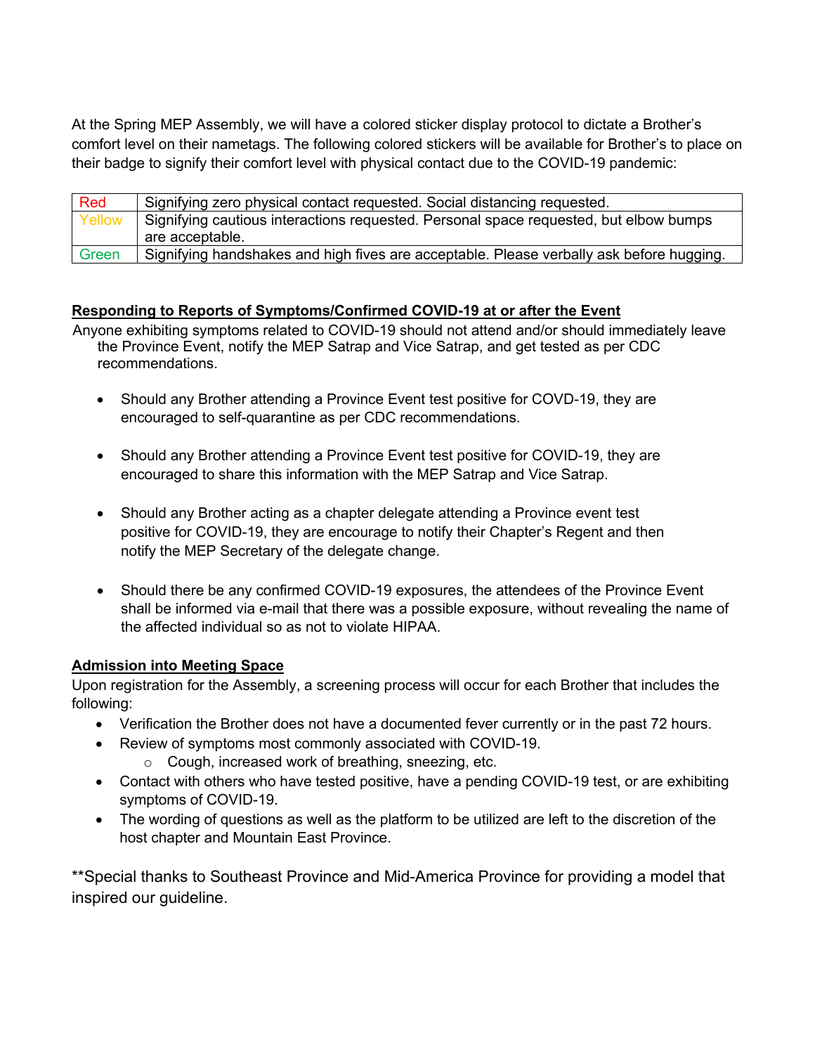At the Spring MEP Assembly, we will have a colored sticker display protocol to dictate a Brother's comfort level on their nametags. The following colored stickers will be available for Brother's to place on their badge to signify their comfort level with physical contact due to the COVID-19 pandemic:

| | |
|---|---|
| Red | Signifying zero physical contact requested. Social distancing requested. |
| Yellow | Signifying cautious interactions requested. Personal space requested, but elbow bumps are acceptable. |
| Green | Signifying handshakes and high fives are acceptable. Please verbally ask before hugging. |

**Responding to Reports of Symptoms/Confirmed COVID-19 at or after the Event**

Anyone exhibiting symptoms related to COVID-19 should not attend and/or should immediately leave the Province Event, notify the MEP Satrap and Vice Satrap, and get tested as per CDC recommendations.

- Should any Brother attending a Province Event test positive for COVD-19, they are encouraged to self-quarantine as per CDC recommendations.
- Should any Brother attending a Province Event test positive for COVID-19, they are encouraged to share this information with the MEP Satrap and Vice Satrap.
- Should any Brother acting as a chapter delegate attending a Province event test positive for COVID-19, they are encourage to notify their Chapter's Regent and then notify the MEP Secretary of the delegate change.
- Should there be any confirmed COVID-19 exposures, the attendees of the Province Event shall be informed via e-mail that there was a possible exposure, without revealing the name of the affected individual so as not to violate HIPAA.

**Admission into Meeting Space**

Upon registration for the Assembly, a screening process will occur for each Brother that includes the following:

- Verification the Brother does not have a documented fever currently or in the past 72 hours.
- Review of symptoms most commonly associated with COVID-19.
  - Cough, increased work of breathing, sneezing, etc.
- Contact with others who have tested positive, have a pending COVID-19 test, or are exhibiting symptoms of COVID-19.
- The wording of questions as well as the platform to be utilized are left to the discretion of the host chapter and Mountain East Province.

**Special thanks to Southeast Province and Mid-America Province for providing a model that inspired our guideline.